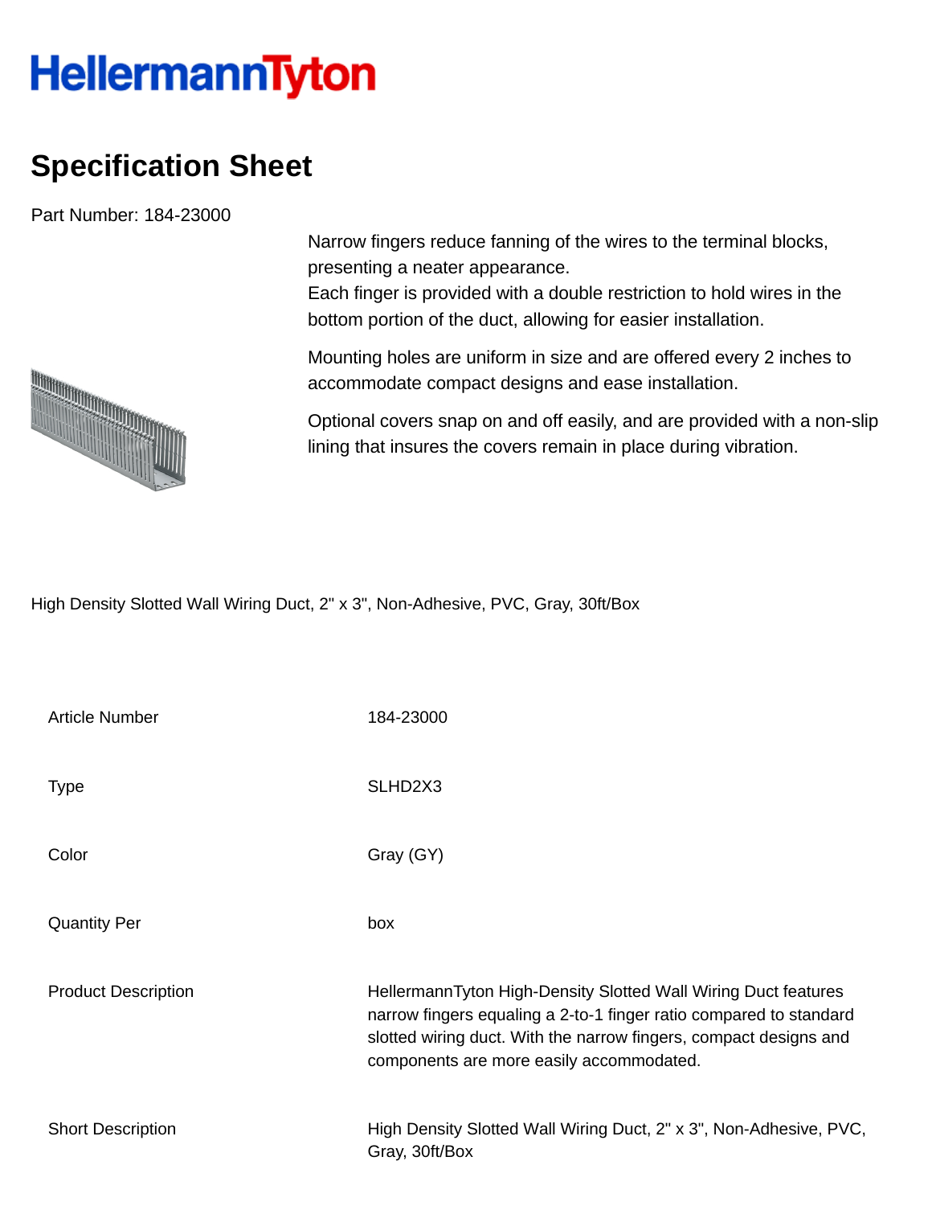# HellermannTyton

## Specification Sheet

Part Number: 184-23000

Narrow fingers reduce fanning of the wires to the terminal blocks, presenting a neater appearance.
Each finger is provided with a double restriction to hold wires in the bottom portion of the duct, allowing for easier installation.

Mounting holes are uniform in size and are offered every 2 inches to accommodate compact designs and ease installation.

Optional covers snap on and off easily, and are provided with a non-slip lining that insures the covers remain in place during vibration.

High Density Slotted Wall Wiring Duct, 2" x 3", Non-Adhesive, PVC, Gray, 30ft/Box

| | |
|---|---|
| Article Number | 184-23000 |
| Type | SLHD2X3 |
| Color | Gray (GY) |
| Quantity Per | box |
| Product Description | HellermannTyton High-Density Slotted Wall Wiring Duct features narrow fingers equaling a 2-to-1 finger ratio compared to standard slotted wiring duct. With the narrow fingers, compact designs and components are more easily accommodated. |
| Short Description | High Density Slotted Wall Wiring Duct, 2" x 3", Non-Adhesive, PVC, Gray, 30ft/Box |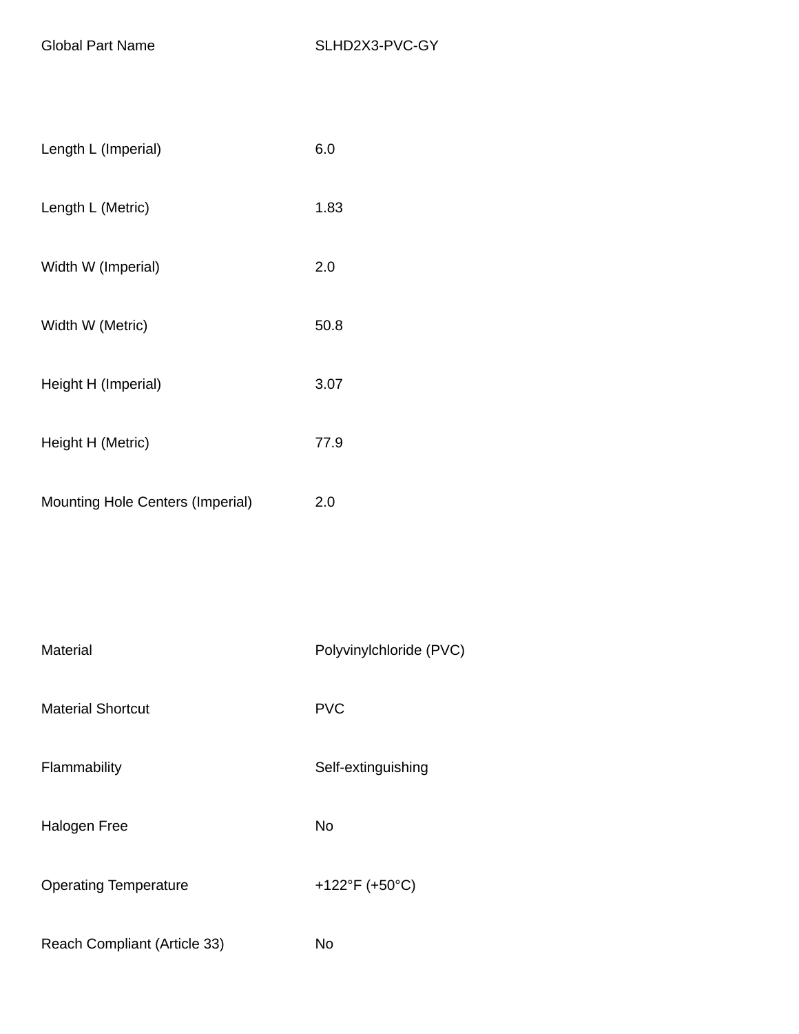| | |
|---|---|
| Global Part Name | SLHD2X3-PVC-GY |
| | |
| Length L (Imperial) | 6.0 |
| Length L (Metric) | 1.83 |
| Width W (Imperial) | 2.0 |
| Width W (Metric) | 50.8 |
| Height H (Imperial) | 3.07 |
| Height H (Metric) | 77.9 |
| Mounting Hole Centers (Imperial) | 2.0 |
| | |
| Material | Polyvinylchloride (PVC) |
| Material Shortcut | PVC |
| Flammability | Self-extinguishing |
| Halogen Free | No |
| Operating Temperature | +122°F (+50°C) |
| Reach Compliant (Article 33) | No |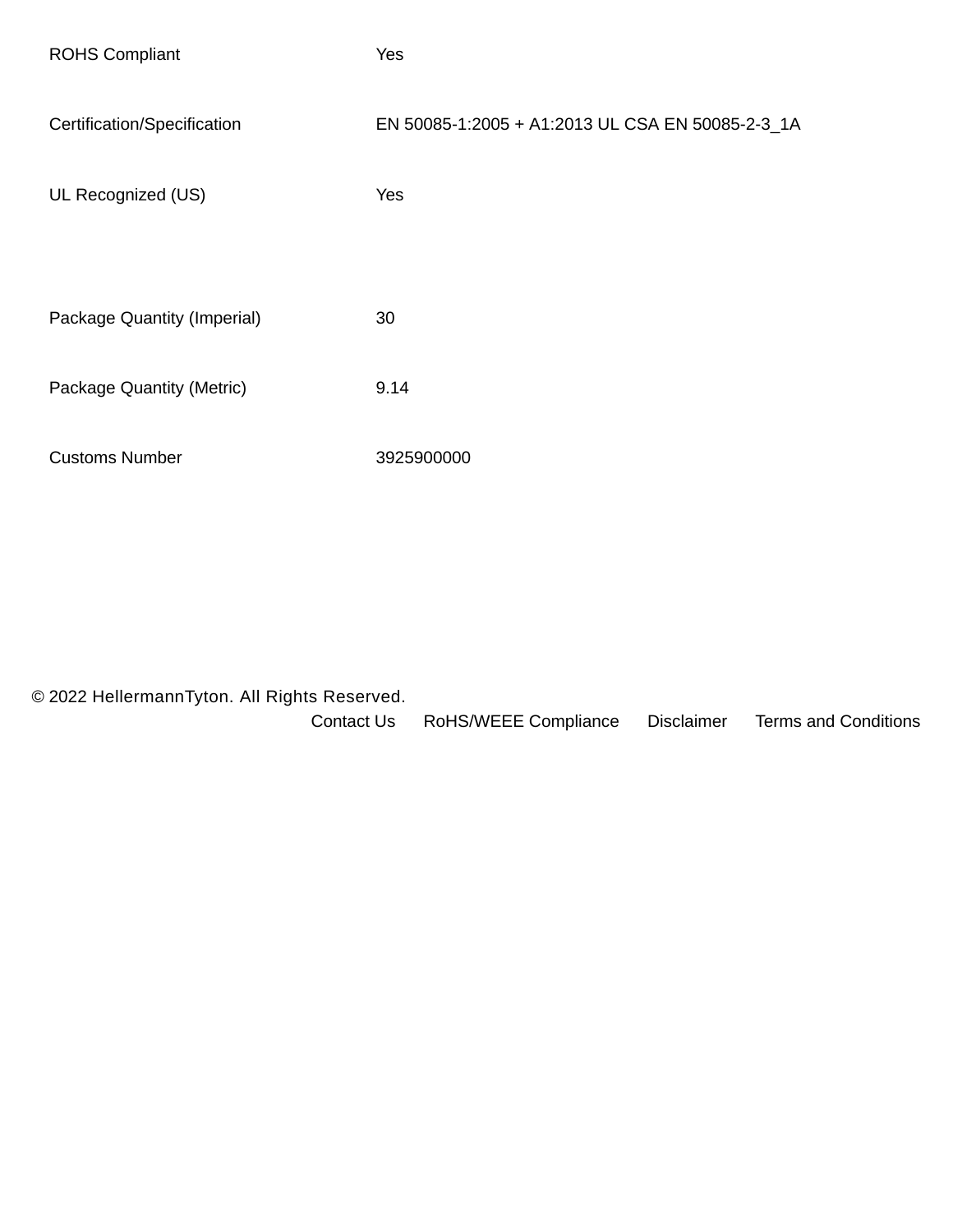| | |
|---|---|
| ROHS Compliant | Yes |
| Certification/Specification | EN 50085-1:2005 + A1:2013 UL CSA EN 50085-2-3_1A |
| UL Recognized (US) | Yes |
| Package Quantity (Imperial) | 30 |
| Package Quantity (Metric) | 9.14 |
| Customs Number | 3925900000 |

© 2022 HellermannTyton. All Rights Reserved.

Contact Us RoHS/WEEE Compliance Disclaimer Terms and Conditions